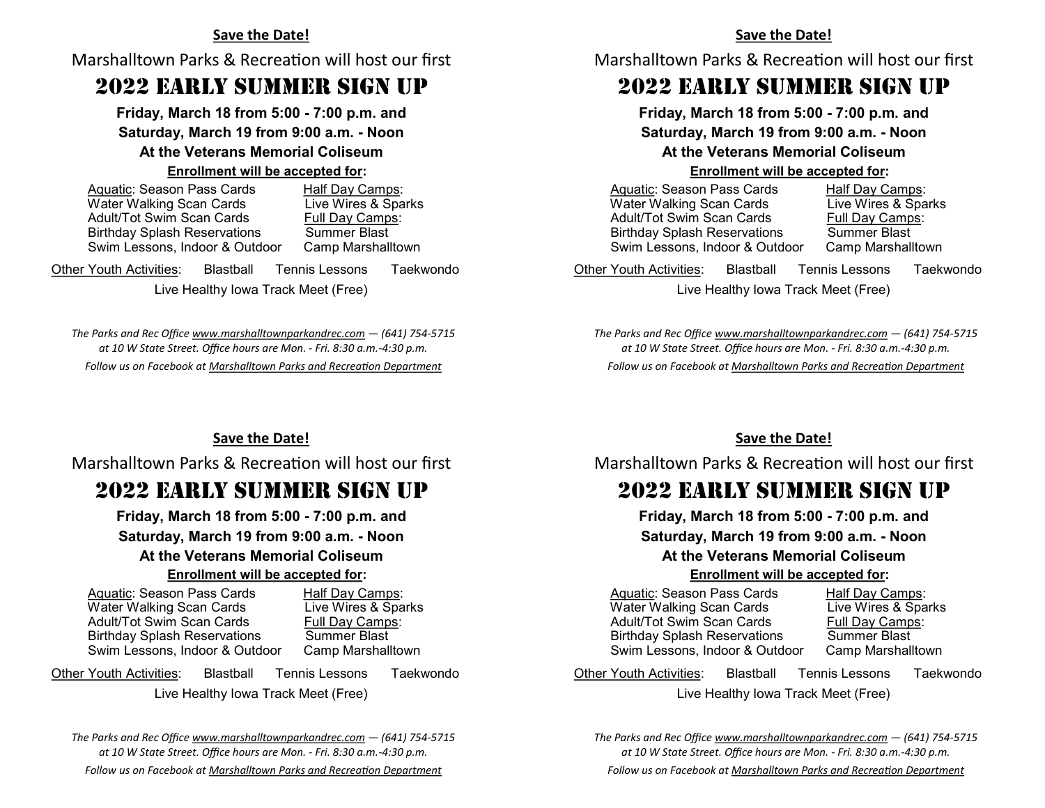**Save the Date!**

Marshalltown Parks & Recreation will host our first

# 2022 Early Summer Sign Up

**Friday, March 18 from 5:00 - 7:00 p.m. and**

**Saturday, March 19 from 9:00 a.m. - Noon**

**At the Veterans Memorial Coliseum**

**Enrollment will be accepted for:**

Aquatic: Season Pass Cards
Water Walking Scan Cards
Adult/Tot Swim Scan Cards
Birthday Splash Reservations
Swim Lessons, Indoor & Outdoor

Half Day Camps:
Live Wires & Sparks
Full Day Camps:
Summer Blast
Camp Marshalltown

Other Youth Activities: Blastball Tennis Lessons Taekwondo

Live Healthy Iowa Track Meet (Free)

*The Parks and Rec Office www.marshalltownparkandrec.com — (641) 754-5715 at 10 W State Street. Office hours are Mon. - Fri. 8:30 a.m.-4:30 p.m.*

*Follow us on Facebook at Marshalltown Parks and Recreation Department*

**Save the Date!**

Marshalltown Parks & Recreation will host our first

# 2022 Early Summer Sign Up

**Friday, March 18 from 5:00 - 7:00 p.m. and**

**Saturday, March 19 from 9:00 a.m. - Noon**

**At the Veterans Memorial Coliseum**

**Enrollment will be accepted for:**

Aquatic: Season Pass Cards
Water Walking Scan Cards
Adult/Tot Swim Scan Cards
Birthday Splash Reservations
Swim Lessons, Indoor & Outdoor

Half Day Camps:
Live Wires & Sparks
Full Day Camps:
Summer Blast
Camp Marshalltown

Other Youth Activities: Blastball Tennis Lessons Taekwondo

Live Healthy Iowa Track Meet (Free)

*The Parks and Rec Office www.marshalltownparkandrec.com — (641) 754-5715 at 10 W State Street. Office hours are Mon. - Fri. 8:30 a.m.-4:30 p.m.*

*Follow us on Facebook at Marshalltown Parks and Recreation Department*

**Save the Date!**

Marshalltown Parks & Recreation will host our first

# 2022 Early Summer Sign Up

**Friday, March 18 from 5:00 - 7:00 p.m. and**

**Saturday, March 19 from 9:00 a.m. - Noon**

**At the Veterans Memorial Coliseum**

**Enrollment will be accepted for:**

Aquatic: Season Pass Cards
Water Walking Scan Cards
Adult/Tot Swim Scan Cards
Birthday Splash Reservations
Swim Lessons, Indoor & Outdoor

Half Day Camps:
Live Wires & Sparks
Full Day Camps:
Summer Blast
Camp Marshalltown

Other Youth Activities: Blastball Tennis Lessons Taekwondo

Live Healthy Iowa Track Meet (Free)

*The Parks and Rec Office www.marshalltownparkandrec.com — (641) 754-5715 at 10 W State Street. Office hours are Mon. - Fri. 8:30 a.m.-4:30 p.m.*

*Follow us on Facebook at Marshalltown Parks and Recreation Department*

**Save the Date!**

Marshalltown Parks & Recreation will host our first

# 2022 Early Summer Sign Up

**Friday, March 18 from 5:00 - 7:00 p.m. and**

**Saturday, March 19 from 9:00 a.m. - Noon**

**At the Veterans Memorial Coliseum**

**Enrollment will be accepted for:**

Aquatic: Season Pass Cards
Water Walking Scan Cards
Adult/Tot Swim Scan Cards
Birthday Splash Reservations
Swim Lessons, Indoor & Outdoor

Half Day Camps:
Live Wires & Sparks
Full Day Camps:
Summer Blast
Camp Marshalltown

Other Youth Activities: Blastball Tennis Lessons Taekwondo

Live Healthy Iowa Track Meet (Free)

*The Parks and Rec Office www.marshalltownparkandrec.com — (641) 754-5715 at 10 W State Street. Office hours are Mon. - Fri. 8:30 a.m.-4:30 p.m.*

*Follow us on Facebook at Marshalltown Parks and Recreation Department*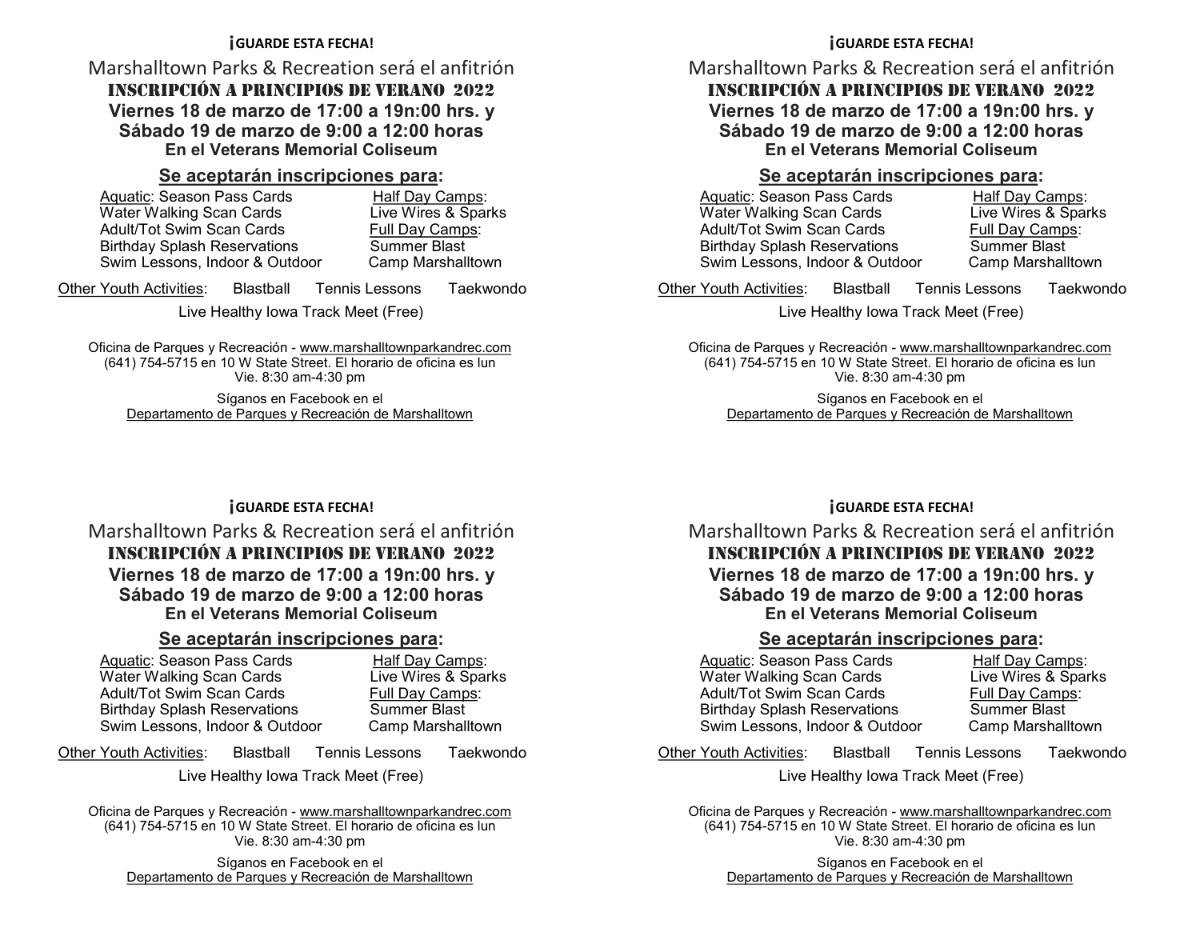**¡GUARDE ESTA FECHA!**

Marshalltown Parks & Recreation será el anfitrión

# INSCRIPCIÓN A PRINCIPIOS DE VERANO 2022

**Viernes 18 de marzo de 17:00 a 19n:00 hrs. y**
**Sábado 19 de marzo de 9:00 a 12:00 horas**
**En el Veterans Memorial Coliseum**

## Se aceptarán inscripciones para:

| | |
|---|---|
| Aquatic: Season Pass Cards | Half Day Camps: |
| Water Walking Scan Cards | Live Wires & Sparks |
| Adult/Tot Swim Scan Cards | Full Day Camps: |
| Birthday Splash Reservations | Summer Blast |
| Swim Lessons, Indoor & Outdoor | Camp Marshalltown |

Other Youth Activities: Blastball Tennis Lessons Taekwondo

Live Healthy Iowa Track Meet (Free)

Oficina de Parques y Recreación - www.marshalltownparkandrec.com
(641) 754-5715 en 10 W State Street. El horario de oficina es lun
Vie. 8:30 am-4:30 pm

Síganos en Facebook en el
Departamento de Parques y Recreación de Marshalltown

---

**¡GUARDE ESTA FECHA!**

Marshalltown Parks & Recreation será el anfitrión

# INSCRIPCIÓN A PRINCIPIOS DE VERANO 2022

**Viernes 18 de marzo de 17:00 a 19n:00 hrs. y**
**Sábado 19 de marzo de 9:00 a 12:00 horas**
**En el Veterans Memorial Coliseum**

## Se aceptarán inscripciones para:

| | |
|---|---|
| Aquatic: Season Pass Cards | Half Day Camps: |
| Water Walking Scan Cards | Live Wires & Sparks |
| Adult/Tot Swim Scan Cards | Full Day Camps: |
| Birthday Splash Reservations | Summer Blast |
| Swim Lessons, Indoor & Outdoor | Camp Marshalltown |

Other Youth Activities: Blastball Tennis Lessons Taekwondo

Live Healthy Iowa Track Meet (Free)

Oficina de Parques y Recreación - www.marshalltownparkandrec.com
(641) 754-5715 en 10 W State Street. El horario de oficina es lun
Vie. 8:30 am-4:30 pm

Síganos en Facebook en el
Departamento de Parques y Recreación de Marshalltown

---

**¡GUARDE ESTA FECHA!**

Marshalltown Parks & Recreation será el anfitrión

# INSCRIPCIÓN A PRINCIPIOS DE VERANO 2022

**Viernes 18 de marzo de 17:00 a 19n:00 hrs. y**
**Sábado 19 de marzo de 9:00 a 12:00 horas**
**En el Veterans Memorial Coliseum**

## Se aceptarán inscripciones para:

| | |
|---|---|
| Aquatic: Season Pass Cards | Half Day Camps: |
| Water Walking Scan Cards | Live Wires & Sparks |
| Adult/Tot Swim Scan Cards | Full Day Camps: |
| Birthday Splash Reservations | Summer Blast |
| Swim Lessons, Indoor & Outdoor | Camp Marshalltown |

Other Youth Activities: Blastball Tennis Lessons Taekwondo

Live Healthy Iowa Track Meet (Free)

Oficina de Parques y Recreación - www.marshalltownparkandrec.com
(641) 754-5715 en 10 W State Street. El horario de oficina es lun
Vie. 8:30 am-4:30 pm

Síganos en Facebook en el
Departamento de Parques y Recreación de Marshalltown

---

**¡GUARDE ESTA FECHA!**

Marshalltown Parks & Recreation será el anfitrión

# INSCRIPCIÓN A PRINCIPIOS DE VERANO 2022

**Viernes 18 de marzo de 17:00 a 19n:00 hrs. y**
**Sábado 19 de marzo de 9:00 a 12:00 horas**
**En el Veterans Memorial Coliseum**

## Se aceptarán inscripciones para:

| | |
|---|---|
| Aquatic: Season Pass Cards | Half Day Camps: |
| Water Walking Scan Cards | Live Wires & Sparks |
| Adult/Tot Swim Scan Cards | Full Day Camps: |
| Birthday Splash Reservations | Summer Blast |
| Swim Lessons, Indoor & Outdoor | Camp Marshalltown |

Other Youth Activities: Blastball Tennis Lessons Taekwondo

Live Healthy Iowa Track Meet (Free)

Oficina de Parques y Recreación - www.marshalltownparkandrec.com
(641) 754-5715 en 10 W State Street. El horario de oficina es lun
Vie. 8:30 am-4:30 pm

Síganos en Facebook en el
Departamento de Parques y Recreación de Marshalltown